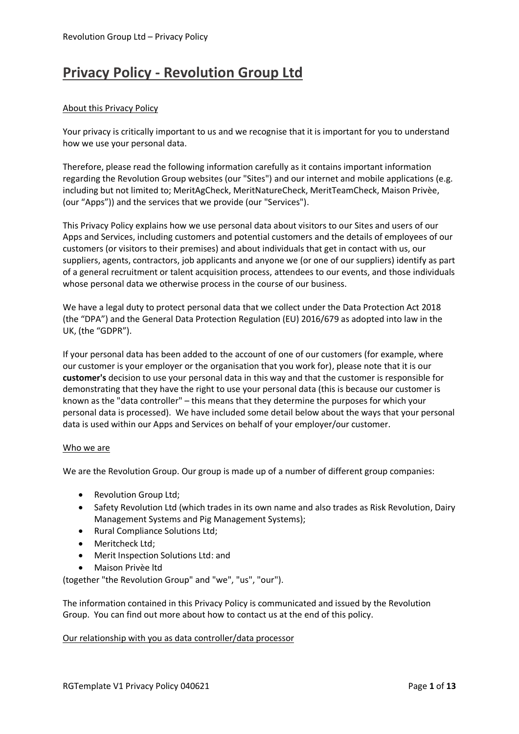# Privacy Policy - Revolution Group Ltd

About this Privacy Policy

Your privacy is critically important to us and we recognise that it is important for you to understand how we use your personal data.

Therefore, please read the following information carefully as it contains important information regarding the Revolution Group websites (our "Sites") and our internet and mobile applications (e.g. including but not limited to; MeritAgCheck, MeritNatureCheck, MeritTeamCheck, Maison Privèe, (our "Apps")) and the services that we provide (our "Services").

This Privacy Policy explains how we use personal data about visitors to our Sites and users of our Apps and Services, including customers and potential customers and the details of employees of our customers (or visitors to their premises) and about individuals that get in contact with us, our suppliers, agents, contractors, job applicants and anyone we (or one of our suppliers) identify as part of a general recruitment or talent acquisition process, attendees to our events, and those individuals whose personal data we otherwise process in the course of our business.

We have a legal duty to protect personal data that we collect under the Data Protection Act 2018 (the "DPA") and the General Data Protection Regulation (EU) 2016/679 as adopted into law in the UK, (the "GDPR").

If your personal data has been added to the account of one of our customers (for example, where our customer is your employer or the organisation that you work for), please note that it is our **customer's** decision to use your personal data in this way and that the customer is responsible for demonstrating that they have the right to use your personal data (this is because our customer is known as the "data controller" – this means that they determine the purposes for which your personal data is processed). We have included some detail below about the ways that your personal data is used within our Apps and Services on behalf of your employer/our customer.

Who we are

We are the Revolution Group. Our group is made up of a number of different group companies:

- Revolution Group Ltd;
- Safety Revolution Ltd (which trades in its own name and also trades as Risk Revolution, Dairy Management Systems and Pig Management Systems);
- Rural Compliance Solutions Ltd;
- Meritcheck Ltd;
- Merit Inspection Solutions Ltd: and
- Maison Privèe ltd

(together "the Revolution Group" and "we", "us", "our").

The information contained in this Privacy Policy is communicated and issued by the Revolution Group. You can find out more about how to contact us at the end of this policy.

Our relationship with you as data controller/data processor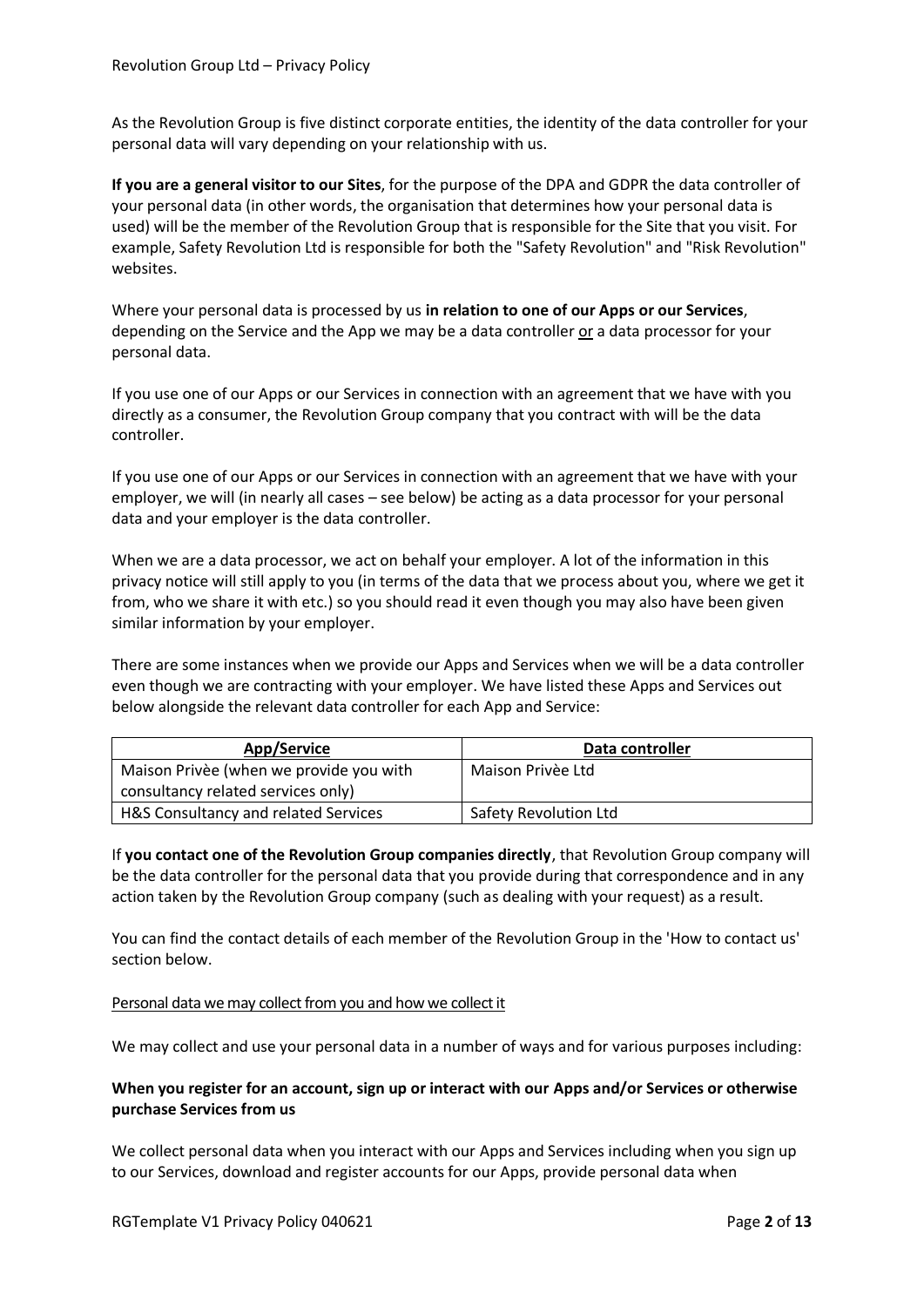As the Revolution Group is five distinct corporate entities, the identity of the data controller for your personal data will vary depending on your relationship with us.

**If you are a general visitor to our Sites**, for the purpose of the DPA and GDPR the data controller of your personal data (in other words, the organisation that determines how your personal data is used) will be the member of the Revolution Group that is responsible for the Site that you visit. For example, Safety Revolution Ltd is responsible for both the "Safety Revolution" and "Risk Revolution" websites.

Where your personal data is processed by us **in relation to one of our Apps or our Services**, depending on the Service and the App we may be a data controller <u>or</u> a data processor for your personal data.

If you use one of our Apps or our Services in connection with an agreement that we have with you directly as a consumer, the Revolution Group company that you contract with will be the data controller.

If you use one of our Apps or our Services in connection with an agreement that we have with your employer, we will (in nearly all cases – see below) be acting as a data processor for your personal data and your employer is the data controller.

When we are a data processor, we act on behalf your employer. A lot of the information in this privacy notice will still apply to you (in terms of the data that we process about you, where we get it from, who we share it with etc.) so you should read it even though you may also have been given similar information by your employer.

There are some instances when we provide our Apps and Services when we will be a data controller even though we are contracting with your employer. We have listed these Apps and Services out below alongside the relevant data controller for each App and Service:

| App/Service | Data controller |
|---|---|
| Maison Privèe (when we provide you with consultancy related services only) | Maison Privèe Ltd |
| H&S Consultancy and related Services | Safety Revolution Ltd |

If **you contact one of the Revolution Group companies directly**, that Revolution Group company will be the data controller for the personal data that you provide during that correspondence and in any action taken by the Revolution Group company (such as dealing with your request) as a result.

You can find the contact details of each member of the Revolution Group in the 'How to contact us' section below.

<u>Personal data we may collect from you and how we collect it</u>

We may collect and use your personal data in a number of ways and for various purposes including:

**When you register for an account, sign up or interact with our Apps and/or Services or otherwise purchase Services from us**

We collect personal data when you interact with our Apps and Services including when you sign up to our Services, download and register accounts for our Apps, provide personal data when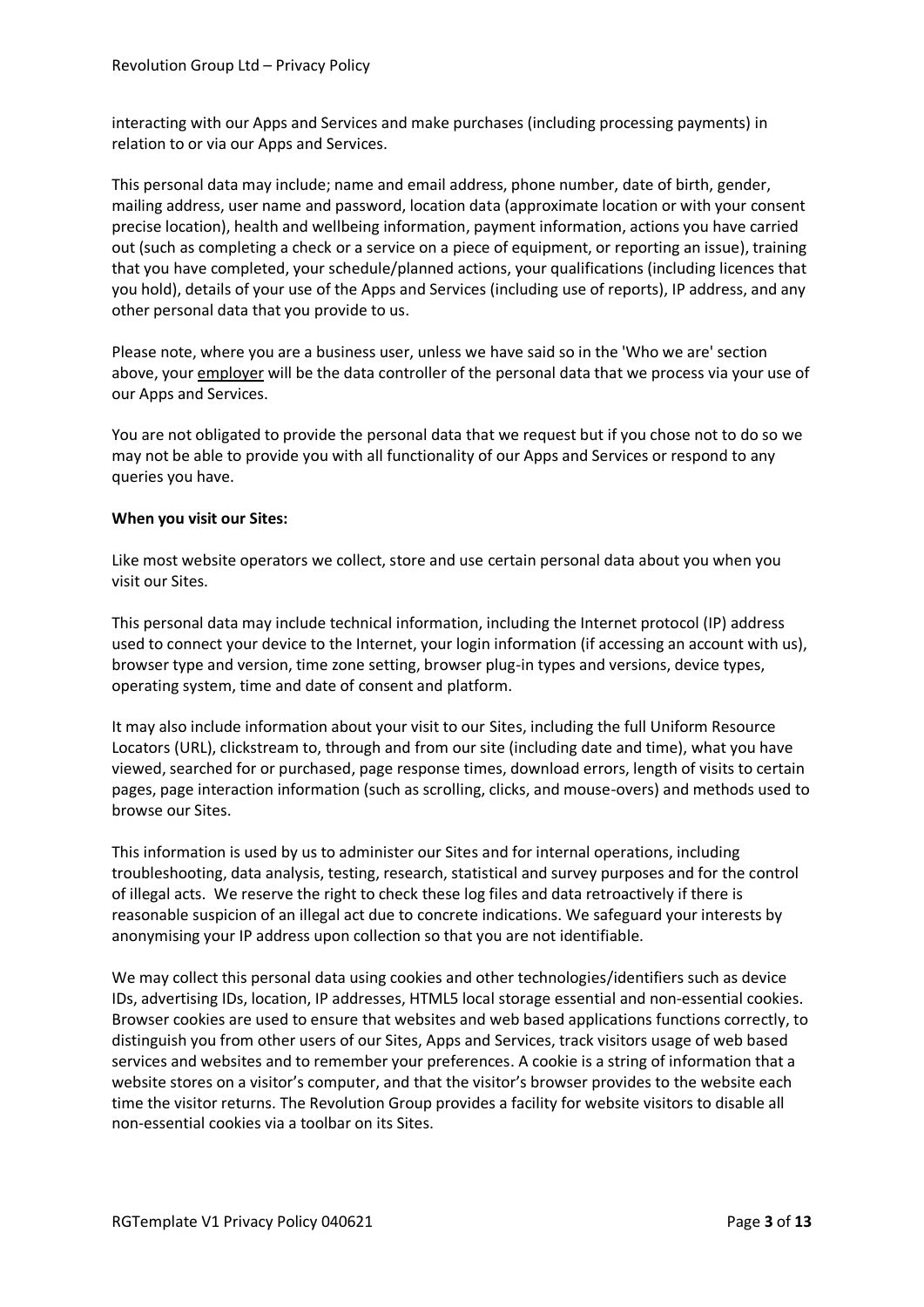interacting with our Apps and Services and make purchases (including processing payments) in relation to or via our Apps and Services.

This personal data may include; name and email address, phone number, date of birth, gender, mailing address, user name and password, location data (approximate location or with your consent precise location), health and wellbeing information, payment information, actions you have carried out (such as completing a check or a service on a piece of equipment, or reporting an issue), training that you have completed, your schedule/planned actions, your qualifications (including licences that you hold), details of your use of the Apps and Services (including use of reports), IP address, and any other personal data that you provide to us.

Please note, where you are a business user, unless we have said so in the 'Who we are' section above, your employer will be the data controller of the personal data that we process via your use of our Apps and Services.

You are not obligated to provide the personal data that we request but if you chose not to do so we may not be able to provide you with all functionality of our Apps and Services or respond to any queries you have.

**When you visit our Sites:**

Like most website operators we collect, store and use certain personal data about you when you visit our Sites.

This personal data may include technical information, including the Internet protocol (IP) address used to connect your device to the Internet, your login information (if accessing an account with us), browser type and version, time zone setting, browser plug-in types and versions, device types, operating system, time and date of consent and platform.

It may also include information about your visit to our Sites, including the full Uniform Resource Locators (URL), clickstream to, through and from our site (including date and time), what you have viewed, searched for or purchased, page response times, download errors, length of visits to certain pages, page interaction information (such as scrolling, clicks, and mouse-overs) and methods used to browse our Sites.

This information is used by us to administer our Sites and for internal operations, including troubleshooting, data analysis, testing, research, statistical and survey purposes and for the control of illegal acts. We reserve the right to check these log files and data retroactively if there is reasonable suspicion of an illegal act due to concrete indications. We safeguard your interests by anonymising your IP address upon collection so that you are not identifiable.

We may collect this personal data using cookies and other technologies/identifiers such as device IDs, advertising IDs, location, IP addresses, HTML5 local storage essential and non-essential cookies. Browser cookies are used to ensure that websites and web based applications functions correctly, to distinguish you from other users of our Sites, Apps and Services, track visitors usage of web based services and websites and to remember your preferences. A cookie is a string of information that a website stores on a visitor's computer, and that the visitor's browser provides to the website each time the visitor returns. The Revolution Group provides a facility for website visitors to disable all non-essential cookies via a toolbar on its Sites.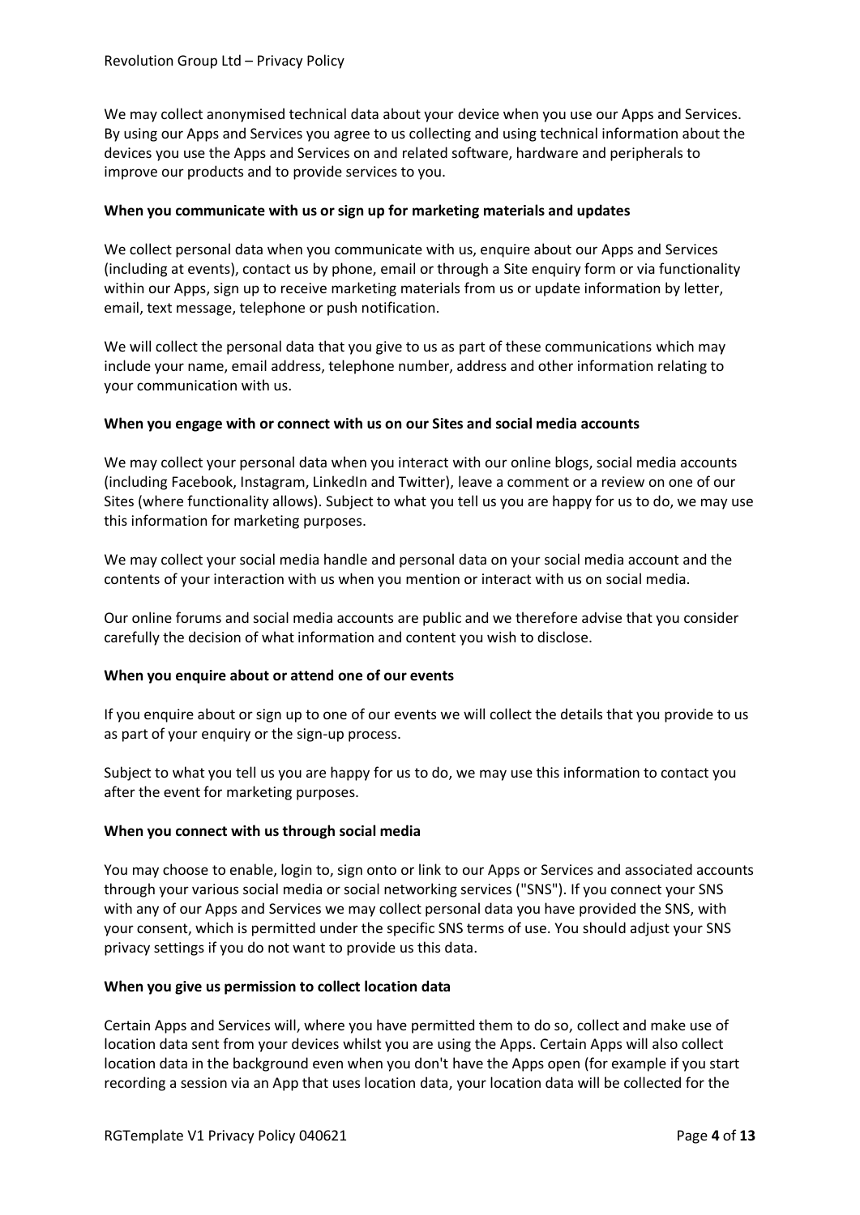We may collect anonymised technical data about your device when you use our Apps and Services. By using our Apps and Services you agree to us collecting and using technical information about the devices you use the Apps and Services on and related software, hardware and peripherals to improve our products and to provide services to you.

**When you communicate with us or sign up for marketing materials and updates**

We collect personal data when you communicate with us, enquire about our Apps and Services (including at events), contact us by phone, email or through a Site enquiry form or via functionality within our Apps, sign up to receive marketing materials from us or update information by letter, email, text message, telephone or push notification.

We will collect the personal data that you give to us as part of these communications which may include your name, email address, telephone number, address and other information relating to your communication with us.

**When you engage with or connect with us on our Sites and social media accounts**

We may collect your personal data when you interact with our online blogs, social media accounts (including Facebook, Instagram, LinkedIn and Twitter), leave a comment or a review on one of our Sites (where functionality allows). Subject to what you tell us you are happy for us to do, we may use this information for marketing purposes.

We may collect your social media handle and personal data on your social media account and the contents of your interaction with us when you mention or interact with us on social media.

Our online forums and social media accounts are public and we therefore advise that you consider carefully the decision of what information and content you wish to disclose.

**When you enquire about or attend one of our events**

If you enquire about or sign up to one of our events we will collect the details that you provide to us as part of your enquiry or the sign-up process.

Subject to what you tell us you are happy for us to do, we may use this information to contact you after the event for marketing purposes.

**When you connect with us through social media**

You may choose to enable, login to, sign onto or link to our Apps or Services and associated accounts through your various social media or social networking services ("SNS"). If you connect your SNS with any of our Apps and Services we may collect personal data you have provided the SNS, with your consent, which is permitted under the specific SNS terms of use. You should adjust your SNS privacy settings if you do not want to provide us this data.

**When you give us permission to collect location data**

Certain Apps and Services will, where you have permitted them to do so, collect and make use of location data sent from your devices whilst you are using the Apps. Certain Apps will also collect location data in the background even when you don't have the Apps open (for example if you start recording a session via an App that uses location data, your location data will be collected for the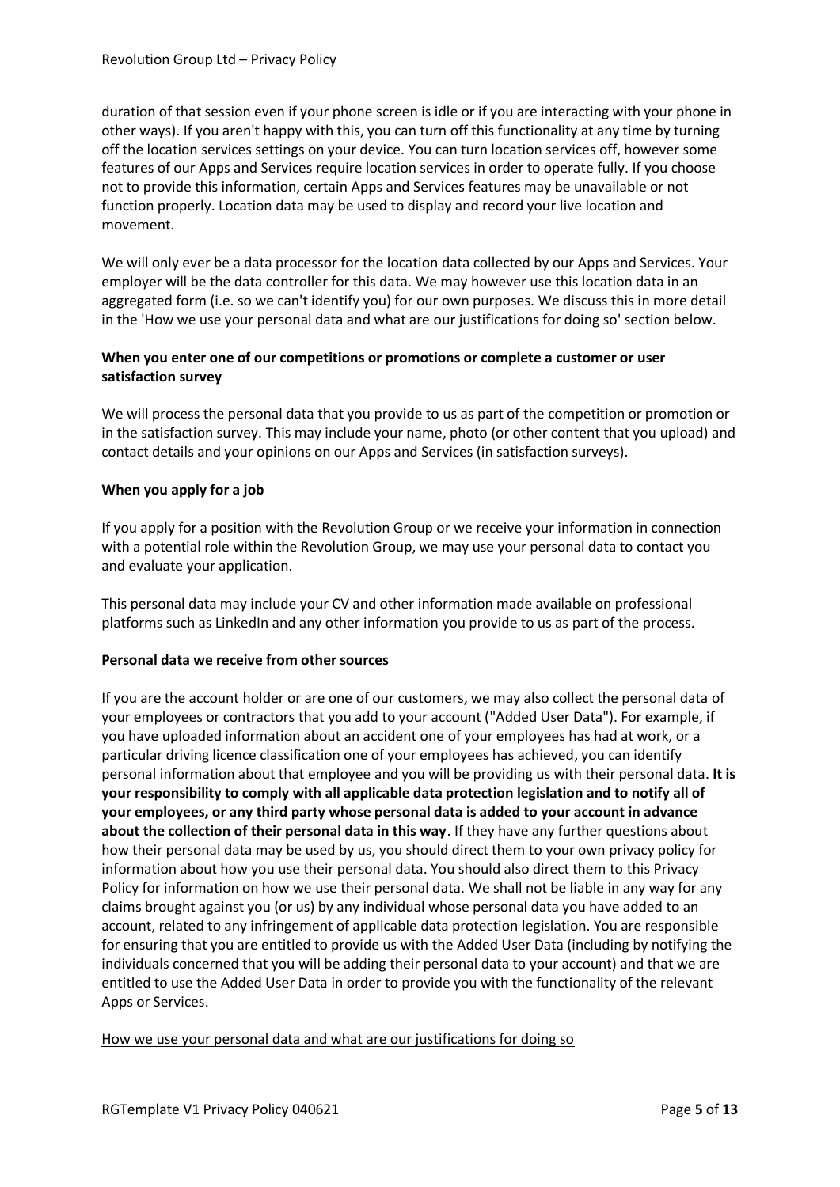duration of that session even if your phone screen is idle or if you are interacting with your phone in other ways). If you aren't happy with this, you can turn off this functionality at any time by turning off the location services settings on your device. You can turn location services off, however some features of our Apps and Services require location services in order to operate fully. If you choose not to provide this information, certain Apps and Services features may be unavailable or not function properly. Location data may be used to display and record your live location and movement.

We will only ever be a data processor for the location data collected by our Apps and Services. Your employer will be the data controller for this data. We may however use this location data in an aggregated form (i.e. so we can't identify you) for our own purposes. We discuss this in more detail in the 'How we use your personal data and what are our justifications for doing so' section below.

**When you enter one of our competitions or promotions or complete a customer or user satisfaction survey**

We will process the personal data that you provide to us as part of the competition or promotion or in the satisfaction survey. This may include your name, photo (or other content that you upload) and contact details and your opinions on our Apps and Services (in satisfaction surveys).

**When you apply for a job**

If you apply for a position with the Revolution Group or we receive your information in connection with a potential role within the Revolution Group, we may use your personal data to contact you and evaluate your application.

This personal data may include your CV and other information made available on professional platforms such as LinkedIn and any other information you provide to us as part of the process.

**Personal data we receive from other sources**

If you are the account holder or are one of our customers, we may also collect the personal data of your employees or contractors that you add to your account ("Added User Data"). For example, if you have uploaded information about an accident one of your employees has had at work, or a particular driving licence classification one of your employees has achieved, you can identify personal information about that employee and you will be providing us with their personal data. **It is your responsibility to comply with all applicable data protection legislation and to notify all of your employees, or any third party whose personal data is added to your account in advance about the collection of their personal data in this way**. If they have any further questions about how their personal data may be used by us, you should direct them to your own privacy policy for information about how you use their personal data. You should also direct them to this Privacy Policy for information on how we use their personal data. We shall not be liable in any way for any claims brought against you (or us) by any individual whose personal data you have added to an account, related to any infringement of applicable data protection legislation. You are responsible for ensuring that you are entitled to provide us with the Added User Data (including by notifying the individuals concerned that you will be adding their personal data to your account) and that we are entitled to use the Added User Data in order to provide you with the functionality of the relevant Apps or Services.

<u>How we use your personal data and what are our justifications for doing so</u>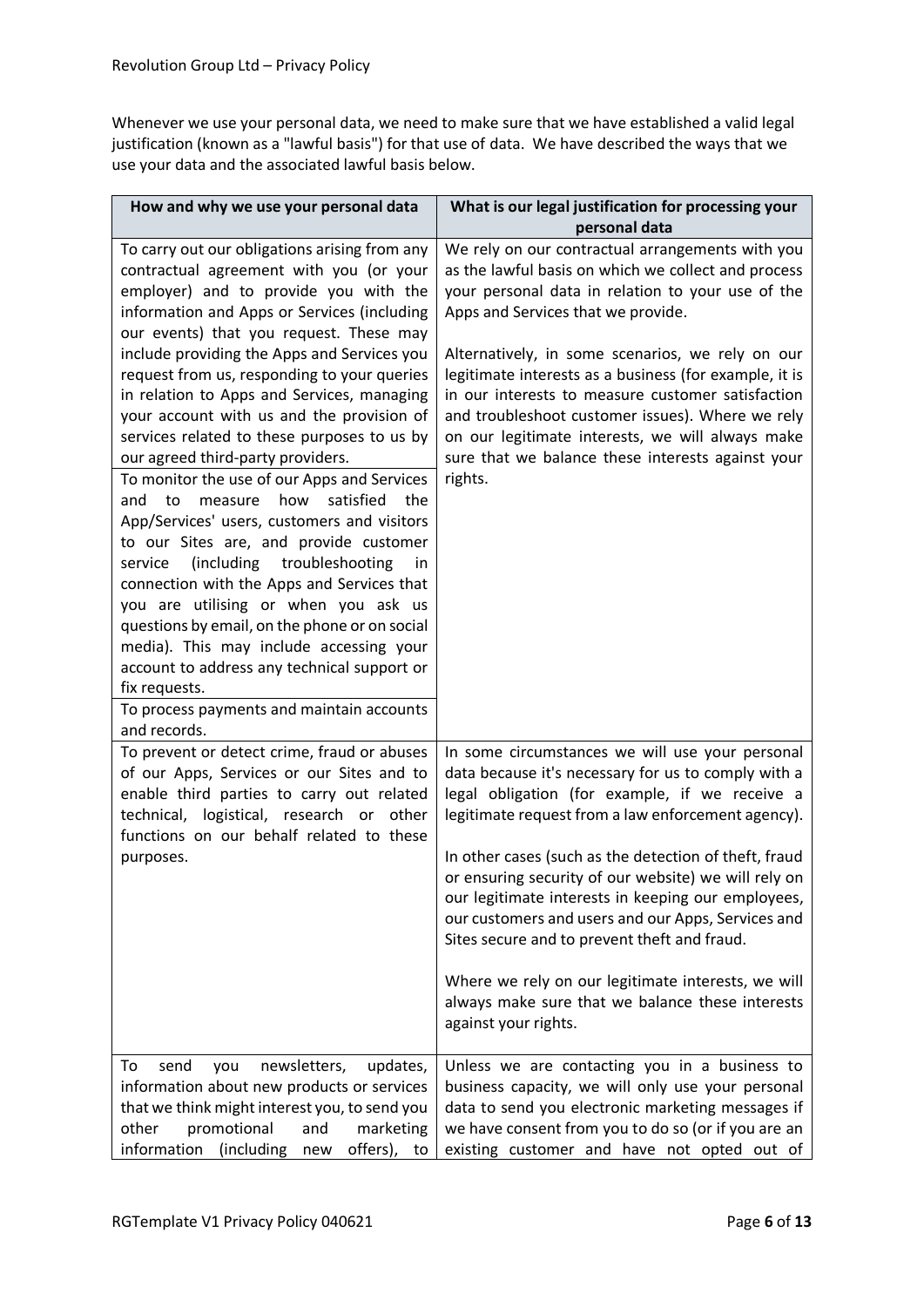Whenever we use your personal data, we need to make sure that we have established a valid legal justification (known as a "lawful basis") for that use of data. We have described the ways that we use your data and the associated lawful basis below.

| How and why we use your personal data | What is our legal justification for processing your personal data |
|---|---|
| To carry out our obligations arising from any contractual agreement with you (or your employer) and to provide you with the information and Apps or Services (including our events) that you request. These may include providing the Apps and Services you request from us, responding to your queries in relation to Apps and Services, managing your account with us and the provision of services related to these purposes to us by our agreed third-party providers.<br><br>To monitor the use of our Apps and Services and to measure how satisfied the App/Services' users, customers and visitors to our Sites are, and provide customer service (including troubleshooting in connection with the Apps and Services that you are utilising or when you ask us questions by email, on the phone or on social media). This may include accessing your account to address any technical support or fix requests.<br><br>To process payments and maintain accounts and records. | We rely on our contractual arrangements with you as the lawful basis on which we collect and process your personal data in relation to your use of the Apps and Services that we provide.<br><br>Alternatively, in some scenarios, we rely on our legitimate interests as a business (for example, it is in our interests to measure customer satisfaction and troubleshoot customer issues). Where we rely on our legitimate interests, we will always make sure that we balance these interests against your rights. |
| To prevent or detect crime, fraud or abuses of our Apps, Services or our Sites and to enable third parties to carry out related technical, logistical, research or other functions on our behalf related to these purposes. | In some circumstances we will use your personal data because it's necessary for us to comply with a legal obligation (for example, if we receive a legitimate request from a law enforcement agency).<br><br>In other cases (such as the detection of theft, fraud or ensuring security of our website) we will rely on our legitimate interests in keeping our employees, our customers and users and our Apps, Services and Sites secure and to prevent theft and fraud.<br><br>Where we rely on our legitimate interests, we will always make sure that we balance these interests against your rights. |
| To send you newsletters, updates, information about new products or services that we think might interest you, to send you other promotional and marketing information (including new offers), to | Unless we are contacting you in a business to business capacity, we will only use your personal data to send you electronic marketing messages if we have consent from you to do so (or if you are an existing customer and have not opted out of |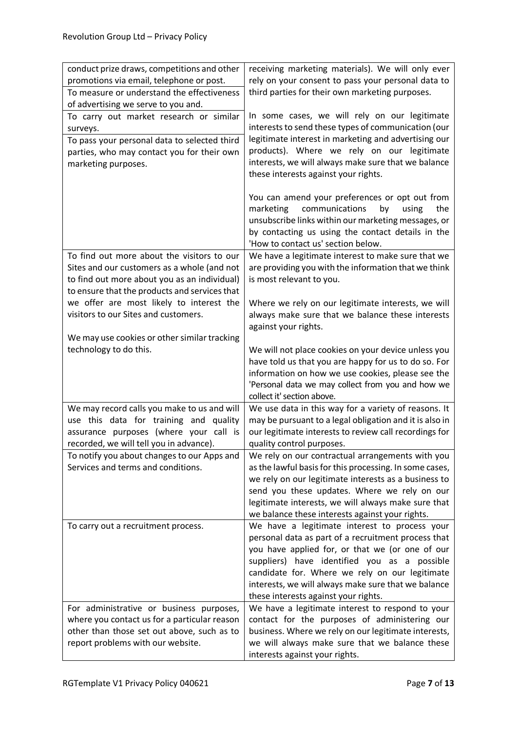| | |
|---|---|
| conduct prize draws, competitions and other promotions via email, telephone or post.<br><br>To measure or understand the effectiveness of advertising we serve to you and.<br><br>To carry out market research or similar surveys.<br><br>To pass your personal data to selected third parties, who may contact you for their own marketing purposes. | receiving marketing materials). We will only ever rely on your consent to pass your personal data to third parties for their own marketing purposes.<br><br>In some cases, we will rely on our legitimate interests to send these types of communication (our legitimate interest in marketing and advertising our products). Where we rely on our legitimate interests, we will always make sure that we balance these interests against your rights.<br><br>You can amend your preferences or opt out from marketing communications by using the unsubscribe links within our marketing messages, or by contacting us using the contact details in the 'How to contact us' section below. |
| To find out more about the visitors to our Sites and our customers as a whole (and not to find out more about you as an individual) to ensure that the products and services that we offer are most likely to interest the visitors to our Sites and customers.<br><br>We may use cookies or other similar tracking technology to do this. | We have a legitimate interest to make sure that we are providing you with the information that we think is most relevant to you.<br><br>Where we rely on our legitimate interests, we will always make sure that we balance these interests against your rights.<br><br>We will not place cookies on your device unless you have told us that you are happy for us to do so. For information on how we use cookies, please see the 'Personal data we may collect from you and how we collect it' section above. |
| We may record calls you make to us and will use this data for training and quality assurance purposes (where your call is recorded, we will tell you in advance). | We use data in this way for a variety of reasons. It may be pursuant to a legal obligation and it is also in our legitimate interests to review call recordings for quality control purposes. |
| To notify you about changes to our Apps and Services and terms and conditions. | We rely on our contractual arrangements with you as the lawful basis for this processing. In some cases, we rely on our legitimate interests as a business to send you these updates. Where we rely on our legitimate interests, we will always make sure that we balance these interests against your rights. |
| To carry out a recruitment process. | We have a legitimate interest to process your personal data as part of a recruitment process that you have applied for, or that we (or one of our suppliers) have identified you as a possible candidate for. Where we rely on our legitimate interests, we will always make sure that we balance these interests against your rights. |
| For administrative or business purposes, where you contact us for a particular reason other than those set out above, such as to report problems with our website. | We have a legitimate interest to respond to your contact for the purposes of administering our business. Where we rely on our legitimate interests, we will always make sure that we balance these interests against your rights. |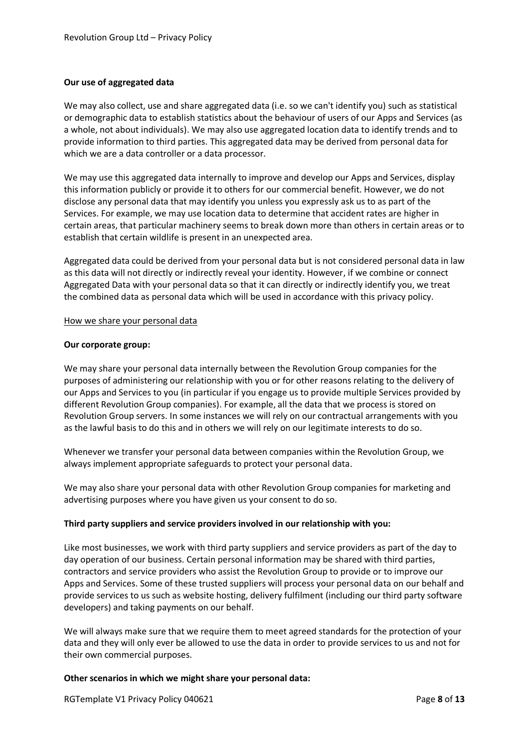**Our use of aggregated data**

We may also collect, use and share aggregated data (i.e. so we can't identify you) such as statistical or demographic data to establish statistics about the behaviour of users of our Apps and Services (as a whole, not about individuals). We may also use aggregated location data to identify trends and to provide information to third parties. This aggregated data may be derived from personal data for which we are a data controller or a data processor.

We may use this aggregated data internally to improve and develop our Apps and Services, display this information publicly or provide it to others for our commercial benefit. However, we do not disclose any personal data that may identify you unless you expressly ask us to as part of the Services. For example, we may use location data to determine that accident rates are higher in certain areas, that particular machinery seems to break down more than others in certain areas or to establish that certain wildlife is present in an unexpected area.

Aggregated data could be derived from your personal data but is not considered personal data in law as this data will not directly or indirectly reveal your identity. However, if we combine or connect Aggregated Data with your personal data so that it can directly or indirectly identify you, we treat the combined data as personal data which will be used in accordance with this privacy policy.

How we share your personal data

**Our corporate group:**

We may share your personal data internally between the Revolution Group companies for the purposes of administering our relationship with you or for other reasons relating to the delivery of our Apps and Services to you (in particular if you engage us to provide multiple Services provided by different Revolution Group companies). For example, all the data that we process is stored on Revolution Group servers. In some instances we will rely on our contractual arrangements with you as the lawful basis to do this and in others we will rely on our legitimate interests to do so.

Whenever we transfer your personal data between companies within the Revolution Group, we always implement appropriate safeguards to protect your personal data.

We may also share your personal data with other Revolution Group companies for marketing and advertising purposes where you have given us your consent to do so.

**Third party suppliers and service providers involved in our relationship with you:**

Like most businesses, we work with third party suppliers and service providers as part of the day to day operation of our business. Certain personal information may be shared with third parties, contractors and service providers who assist the Revolution Group to provide or to improve our Apps and Services. Some of these trusted suppliers will process your personal data on our behalf and provide services to us such as website hosting, delivery fulfilment (including our third party software developers) and taking payments on our behalf.

We will always make sure that we require them to meet agreed standards for the protection of your data and they will only ever be allowed to use the data in order to provide services to us and not for their own commercial purposes.

**Other scenarios in which we might share your personal data:**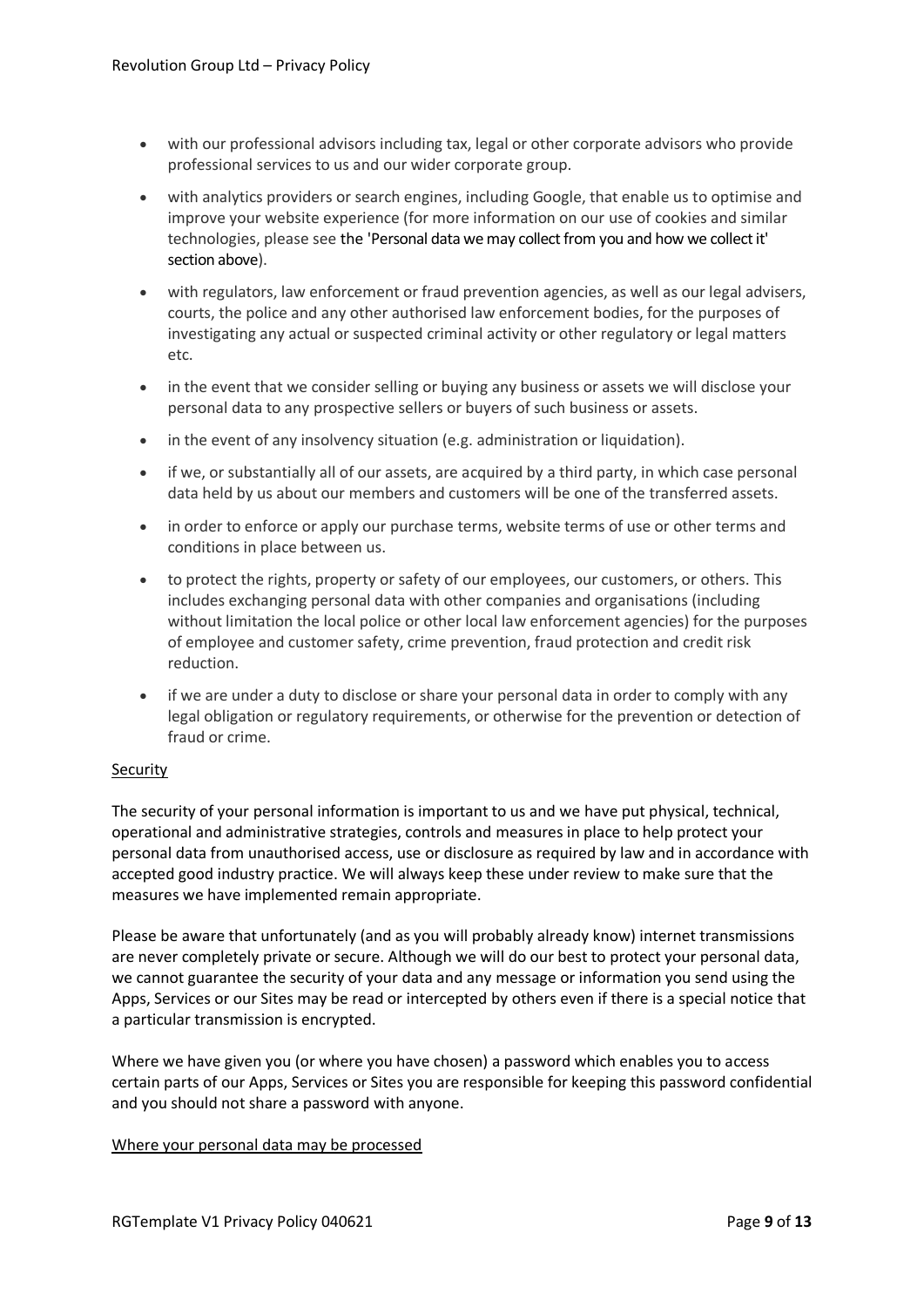- with our professional advisors including tax, legal or other corporate advisors who provide professional services to us and our wider corporate group.
- with analytics providers or search engines, including Google, that enable us to optimise and improve your website experience (for more information on our use of cookies and similar technologies, please see the 'Personal data we may collect from you and how we collect it' section above).
- with regulators, law enforcement or fraud prevention agencies, as well as our legal advisers, courts, the police and any other authorised law enforcement bodies, for the purposes of investigating any actual or suspected criminal activity or other regulatory or legal matters etc.
- in the event that we consider selling or buying any business or assets we will disclose your personal data to any prospective sellers or buyers of such business or assets.
- in the event of any insolvency situation (e.g. administration or liquidation).
- if we, or substantially all of our assets, are acquired by a third party, in which case personal data held by us about our members and customers will be one of the transferred assets.
- in order to enforce or apply our purchase terms, website terms of use or other terms and conditions in place between us.
- to protect the rights, property or safety of our employees, our customers, or others. This includes exchanging personal data with other companies and organisations (including without limitation the local police or other local law enforcement agencies) for the purposes of employee and customer safety, crime prevention, fraud protection and credit risk reduction.
- if we are under a duty to disclose or share your personal data in order to comply with any legal obligation or regulatory requirements, or otherwise for the prevention or detection of fraud or crime.

Security

The security of your personal information is important to us and we have put physical, technical, operational and administrative strategies, controls and measures in place to help protect your personal data from unauthorised access, use or disclosure as required by law and in accordance with accepted good industry practice. We will always keep these under review to make sure that the measures we have implemented remain appropriate.

Please be aware that unfortunately (and as you will probably already know) internet transmissions are never completely private or secure. Although we will do our best to protect your personal data, we cannot guarantee the security of your data and any message or information you send using the Apps, Services or our Sites may be read or intercepted by others even if there is a special notice that a particular transmission is encrypted.

Where we have given you (or where you have chosen) a password which enables you to access certain parts of our Apps, Services or Sites you are responsible for keeping this password confidential and you should not share a password with anyone.

Where your personal data may be processed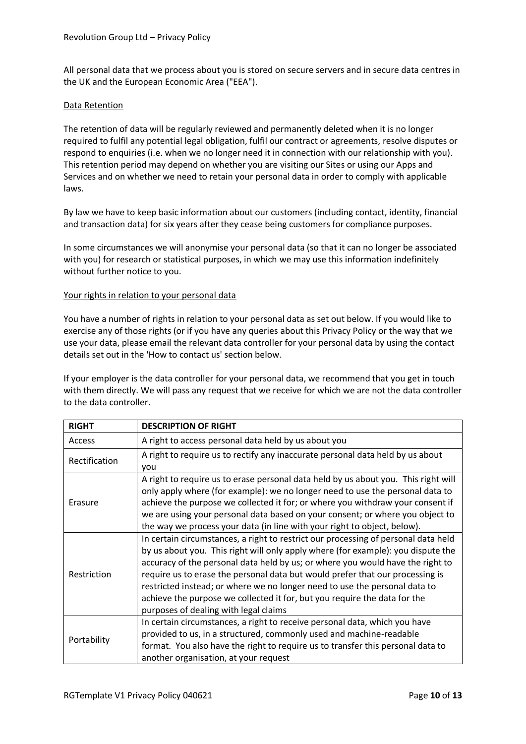All personal data that we process about you is stored on secure servers and in secure data centres in the UK and the European Economic Area ("EEA").

## Data Retention

The retention of data will be regularly reviewed and permanently deleted when it is no longer required to fulfil any potential legal obligation, fulfil our contract or agreements, resolve disputes or respond to enquiries (i.e. when we no longer need it in connection with our relationship with you). This retention period may depend on whether you are visiting our Sites or using our Apps and Services and on whether we need to retain your personal data in order to comply with applicable laws.

By law we have to keep basic information about our customers (including contact, identity, financial and transaction data) for six years after they cease being customers for compliance purposes.

In some circumstances we will anonymise your personal data (so that it can no longer be associated with you) for research or statistical purposes, in which we may use this information indefinitely without further notice to you.

## Your rights in relation to your personal data

You have a number of rights in relation to your personal data as set out below. If you would like to exercise any of those rights (or if you have any queries about this Privacy Policy or the way that we use your data, please email the relevant data controller for your personal data by using the contact details set out in the 'How to contact us' section below.

If your employer is the data controller for your personal data, we recommend that you get in touch with them directly. We will pass any request that we receive for which we are not the data controller to the data controller.

| RIGHT | DESCRIPTION OF RIGHT |
| --- | --- |
| Access | A right to access personal data held by us about you |
| Rectification | A right to require us to rectify any inaccurate personal data held by us about you |
| Erasure | A right to require us to erase personal data held by us about you. This right will only apply where (for example): we no longer need to use the personal data to achieve the purpose we collected it for; or where you withdraw your consent if we are using your personal data based on your consent; or where you object to the way we process your data (in line with your right to object, below). |
| Restriction | In certain circumstances, a right to restrict our processing of personal data held by us about you. This right will only apply where (for example): you dispute the accuracy of the personal data held by us; or where you would have the right to require us to erase the personal data but would prefer that our processing is restricted instead; or where we no longer need to use the personal data to achieve the purpose we collected it for, but you require the data for the purposes of dealing with legal claims |
| Portability | In certain circumstances, a right to receive personal data, which you have provided to us, in a structured, commonly used and machine-readable format. You also have the right to require us to transfer this personal data to another organisation, at your request |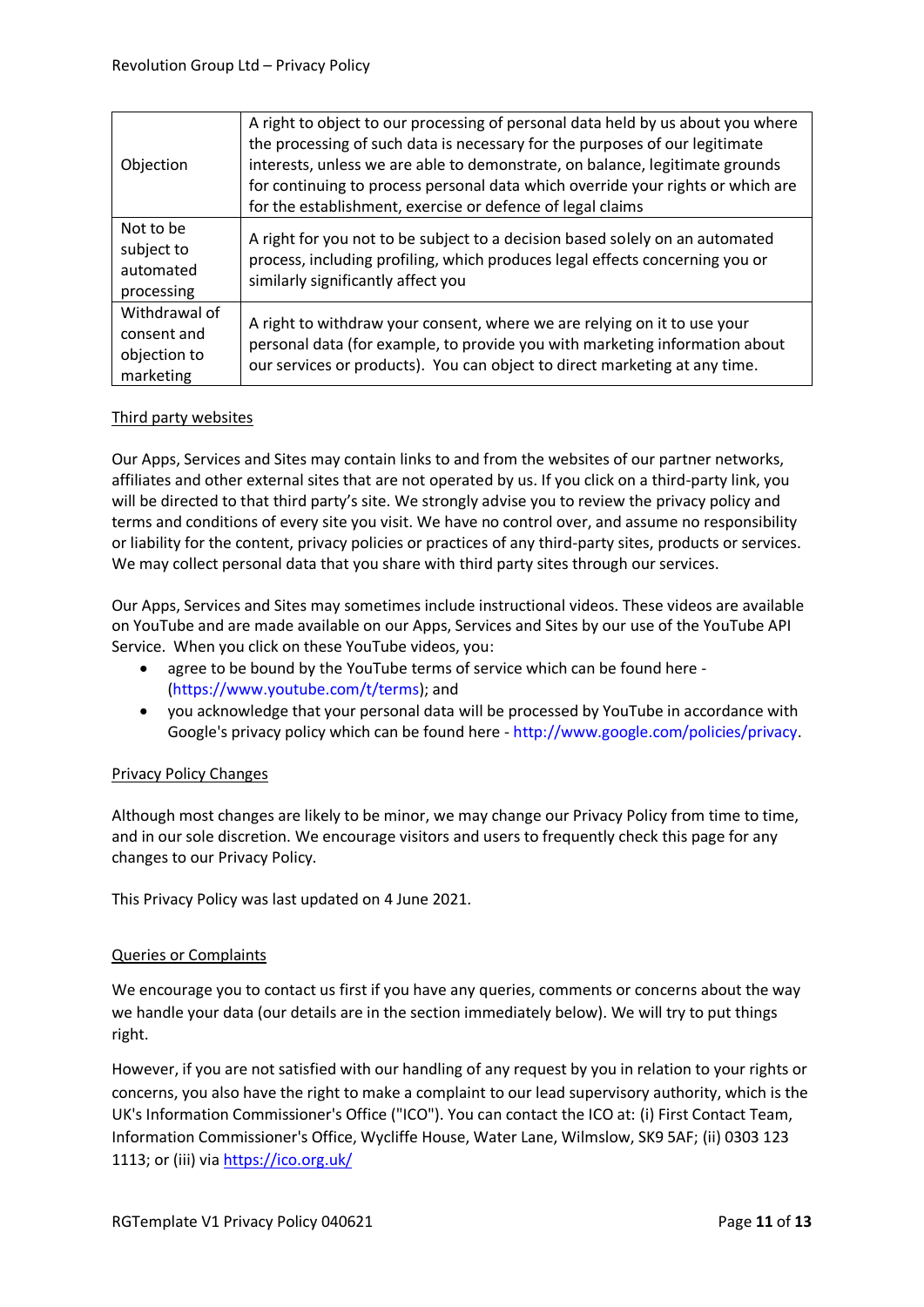| | |
|---|---|
| Objection | A right to object to our processing of personal data held by us about you where the processing of such data is necessary for the purposes of our legitimate interests, unless we are able to demonstrate, on balance, legitimate grounds for continuing to process personal data which override your rights or which are for the establishment, exercise or defence of legal claims |
| Not to be subject to automated processing | A right for you not to be subject to a decision based solely on an automated process, including profiling, which produces legal effects concerning you or similarly significantly affect you |
| Withdrawal of consent and objection to marketing | A right to withdraw your consent, where we are relying on it to use your personal data (for example, to provide you with marketing information about our services or products). You can object to direct marketing at any time. |

## Third party websites

Our Apps, Services and Sites may contain links to and from the websites of our partner networks, affiliates and other external sites that are not operated by us. If you click on a third-party link, you will be directed to that third party's site. We strongly advise you to review the privacy policy and terms and conditions of every site you visit. We have no control over, and assume no responsibility or liability for the content, privacy policies or practices of any third-party sites, products or services. We may collect personal data that you share with third party sites through our services.

Our Apps, Services and Sites may sometimes include instructional videos. These videos are available on YouTube and are made available on our Apps, Services and Sites by our use of the YouTube API Service. When you click on these YouTube videos, you:

- agree to be bound by the YouTube terms of service which can be found here - (https://www.youtube.com/t/terms); and
- you acknowledge that your personal data will be processed by YouTube in accordance with Google's privacy policy which can be found here - http://www.google.com/policies/privacy.

## Privacy Policy Changes

Although most changes are likely to be minor, we may change our Privacy Policy from time to time, and in our sole discretion. We encourage visitors and users to frequently check this page for any changes to our Privacy Policy.

This Privacy Policy was last updated on 4 June 2021.

## Queries or Complaints

We encourage you to contact us first if you have any queries, comments or concerns about the way we handle your data (our details are in the section immediately below). We will try to put things right.

However, if you are not satisfied with our handling of any request by you in relation to your rights or concerns, you also have the right to make a complaint to our lead supervisory authority, which is the UK's Information Commissioner's Office ("ICO"). You can contact the ICO at: (i) First Contact Team, Information Commissioner's Office, Wycliffe House, Water Lane, Wilmslow, SK9 5AF; (ii) 0303 123 1113; or (iii) via https://ico.org.uk/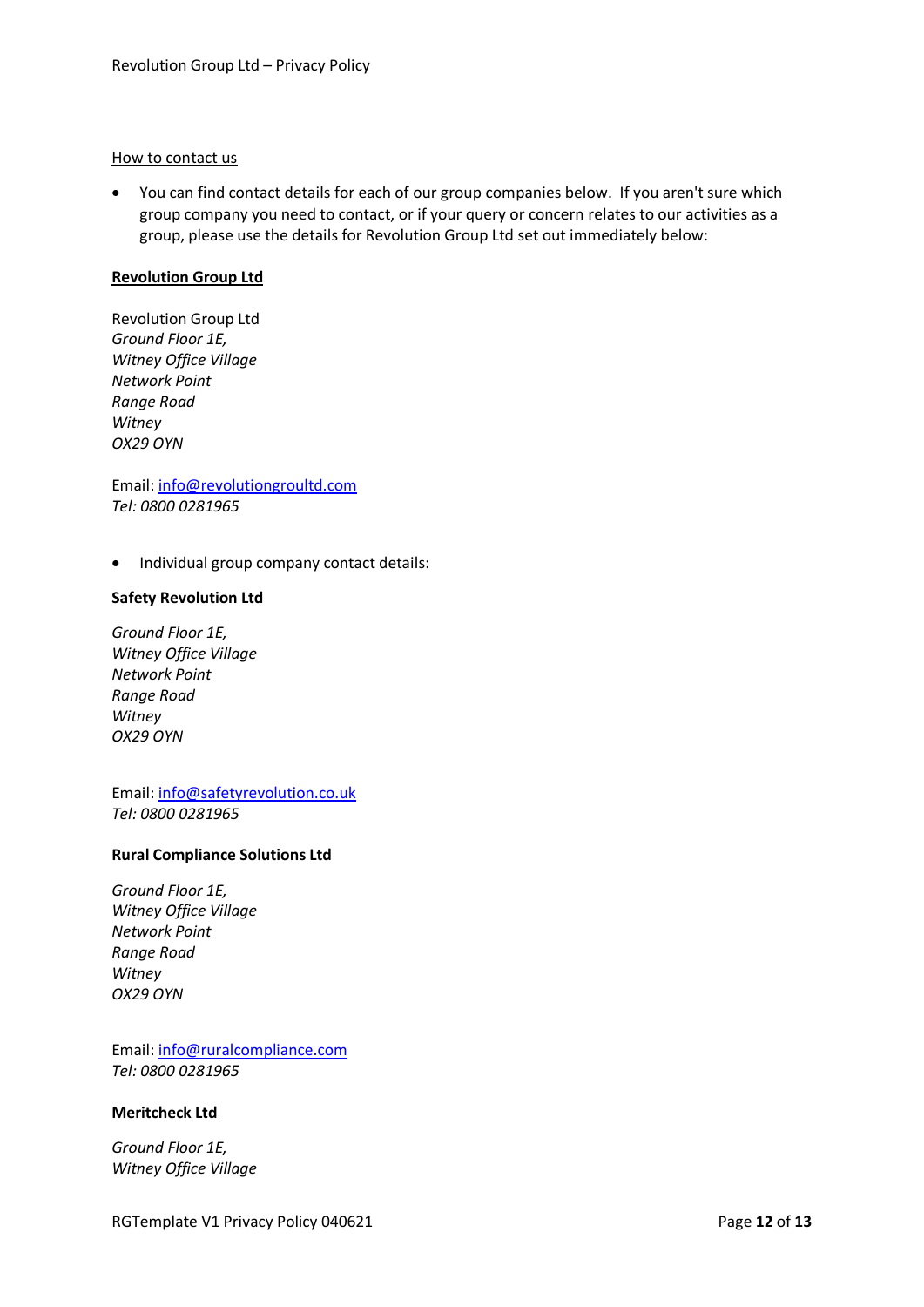How to contact us

- You can find contact details for each of our group companies below. If you aren't sure which group company you need to contact, or if your query or concern relates to our activities as a group, please use the details for Revolution Group Ltd set out immediately below:

**Revolution Group Ltd**

Revolution Group Ltd
*Ground Floor 1E,*
*Witney Office Village*
*Network Point*
*Range Road*
*Witney*
*OX29 OYN*

Email: info@revolutiongroultd.com
*Tel: 0800 0281965*

- Individual group company contact details:

**Safety Revolution Ltd**

*Ground Floor 1E,*
*Witney Office Village*
*Network Point*
*Range Road*
*Witney*
*OX29 OYN*

Email: info@safetyrevolution.co.uk
*Tel: 0800 0281965*

**Rural Compliance Solutions Ltd**

*Ground Floor 1E,*
*Witney Office Village*
*Network Point*
*Range Road*
*Witney*
*OX29 OYN*

Email: info@ruralcompliance.com
*Tel: 0800 0281965*

**Meritcheck Ltd**

*Ground Floor 1E,*
*Witney Office Village*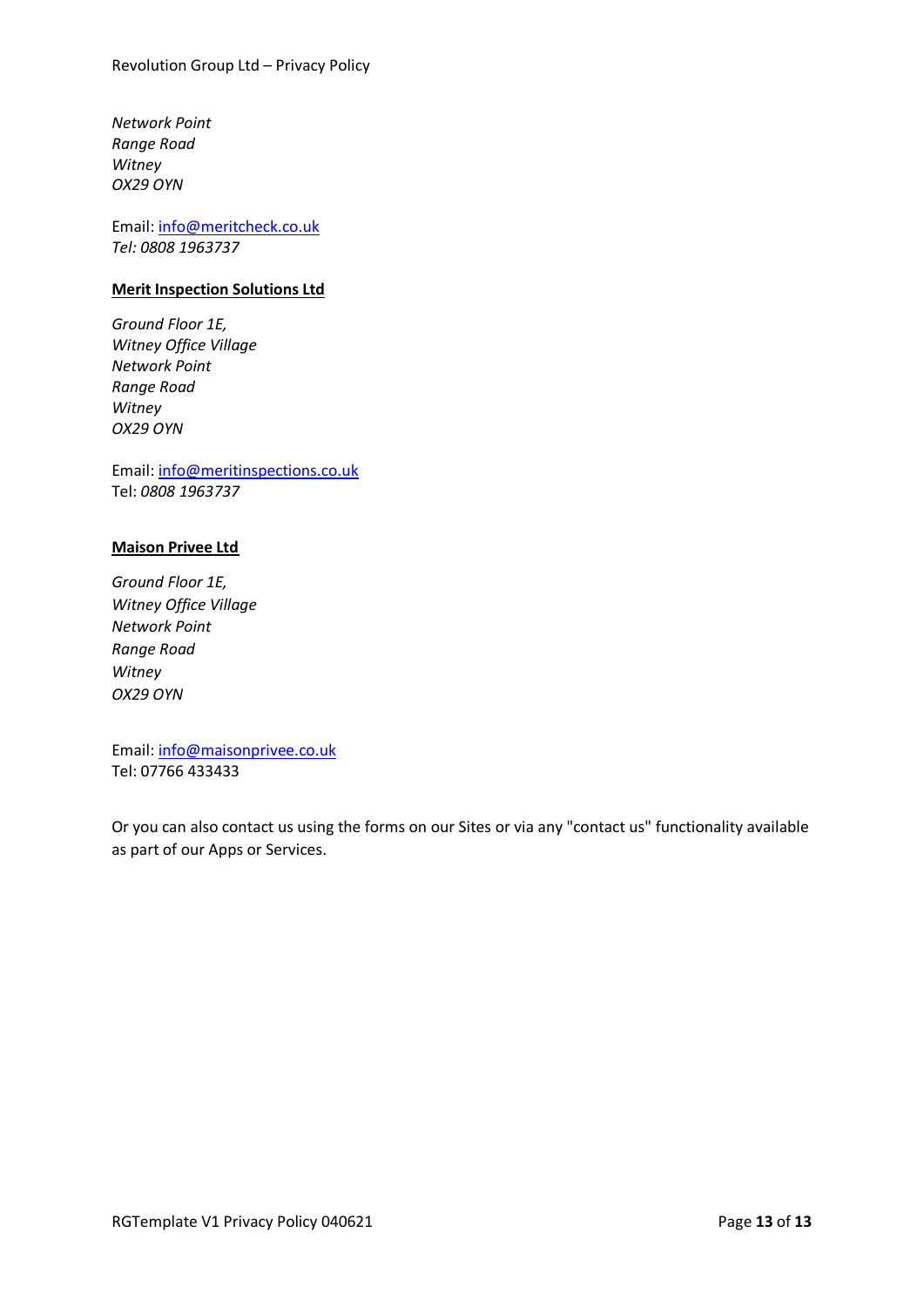*Network Point*
*Range Road*
*Witney*
*OX29 OYN*

Email: info@meritcheck.co.uk
*Tel: 0808 1963737*

**Merit Inspection Solutions Ltd**

*Ground Floor 1E,*
*Witney Office Village*
*Network Point*
*Range Road*
*Witney*
*OX29 OYN*

Email: info@meritinspections.co.uk
Tel: *0808 1963737*

**Maison Privee Ltd**

*Ground Floor 1E,*
*Witney Office Village*
*Network Point*
*Range Road*
*Witney*
*OX29 OYN*

Email: info@maisonprivee.co.uk
Tel: 07766 433433

Or you can also contact us using the forms on our Sites or via any "contact us" functionality available as part of our Apps or Services.